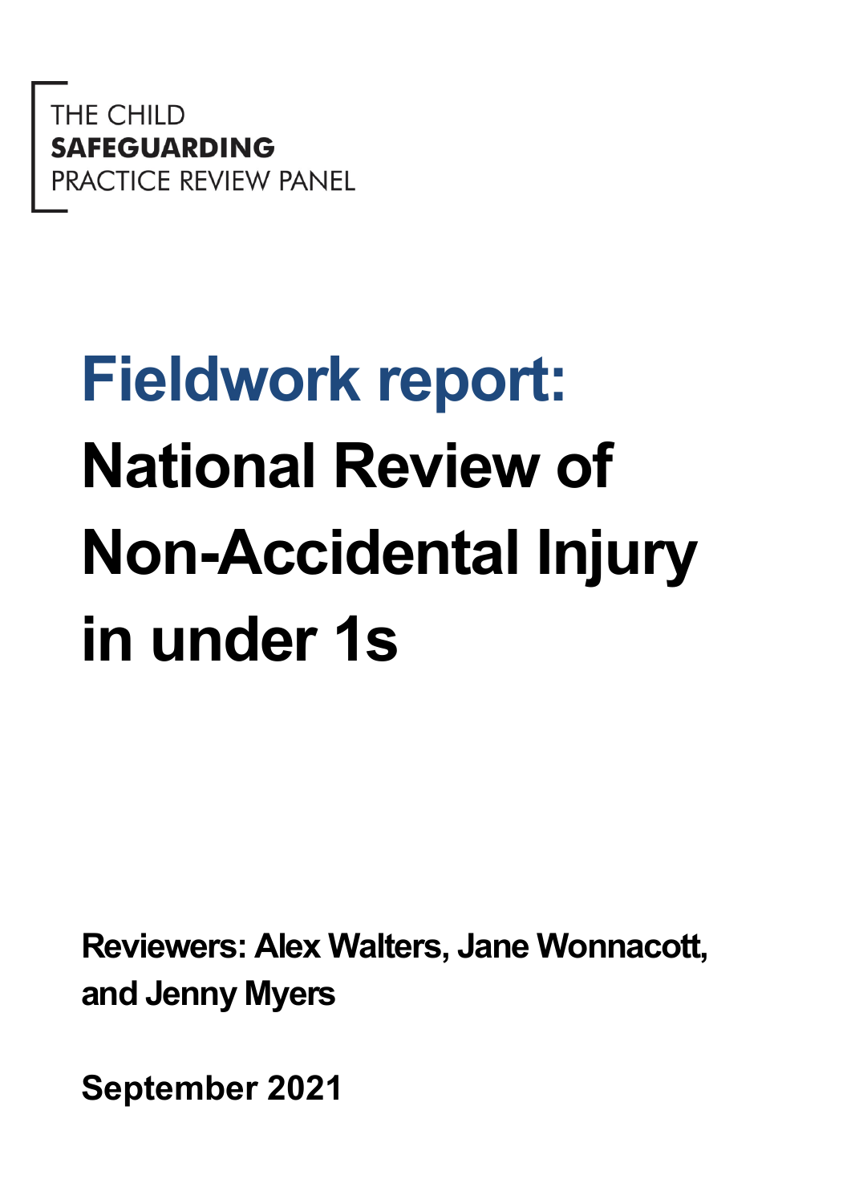THE CHILD
**SAFEGUARDING**
PRACTICE REVIEW PANEL

# Fieldwork report: National Review of Non-Accidental Injury in under 1s

**Reviewers: Alex Walters, Jane Wonnacott, and Jenny Myers**

**September 2021**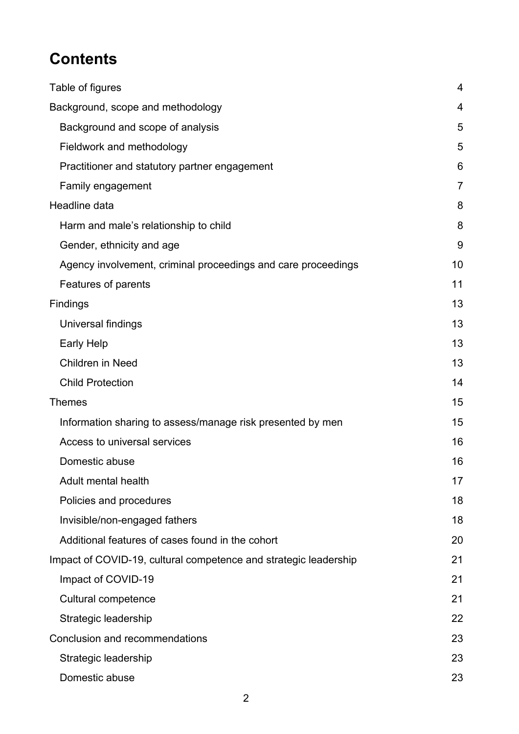# Contents

| | |
|---|---|
| Table of figures | 4 |
| Background, scope and methodology | 4 |
| Background and scope of analysis | 5 |
| Fieldwork and methodology | 5 |
| Practitioner and statutory partner engagement | 6 |
| Family engagement | 7 |
| Headline data | 8 |
| Harm and male's relationship to child | 8 |
| Gender, ethnicity and age | 9 |
| Agency involvement, criminal proceedings and care proceedings | 10 |
| Features of parents | 11 |
| Findings | 13 |
| Universal findings | 13 |
| Early Help | 13 |
| Children in Need | 13 |
| Child Protection | 14 |
| Themes | 15 |
| Information sharing to assess/manage risk presented by men | 15 |
| Access to universal services | 16 |
| Domestic abuse | 16 |
| Adult mental health | 17 |
| Policies and procedures | 18 |
| Invisible/non-engaged fathers | 18 |
| Additional features of cases found in the cohort | 20 |
| Impact of COVID-19, cultural competence and strategic leadership | 21 |
| Impact of COVID-19 | 21 |
| Cultural competence | 21 |
| Strategic leadership | 22 |
| Conclusion and recommendations | 23 |
| Strategic leadership | 23 |
| Domestic abuse | 23 |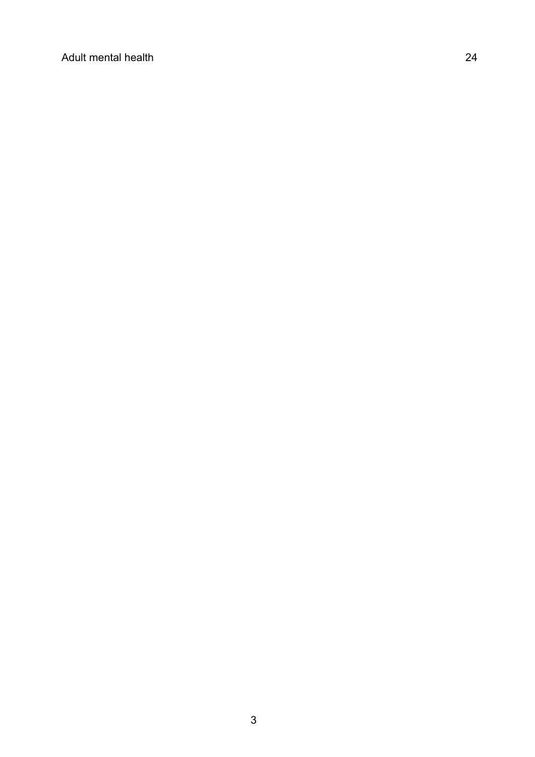Adult mental health 24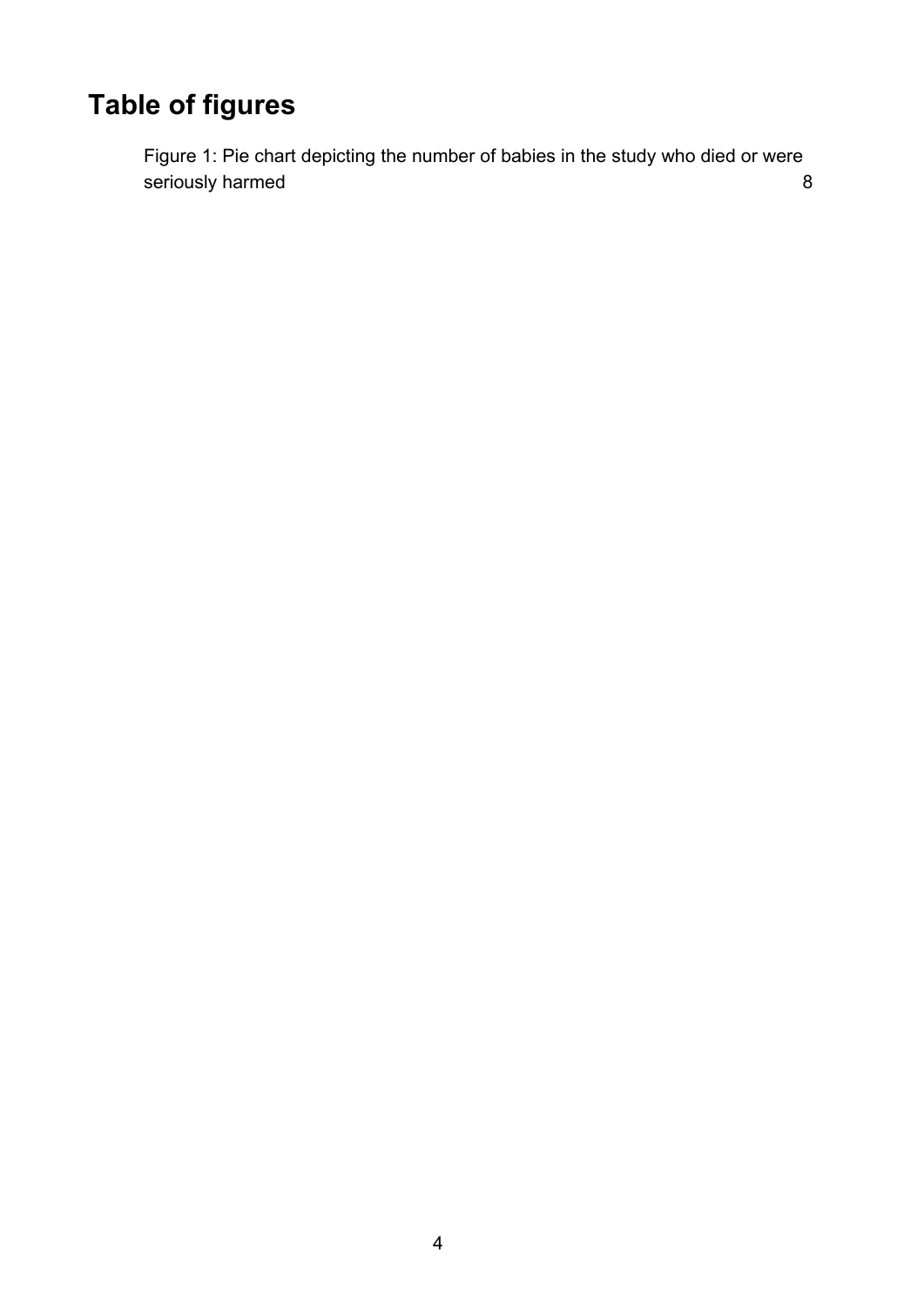# Table of figures

Figure 1: Pie chart depicting the number of babies in the study who died or were seriously harmed 8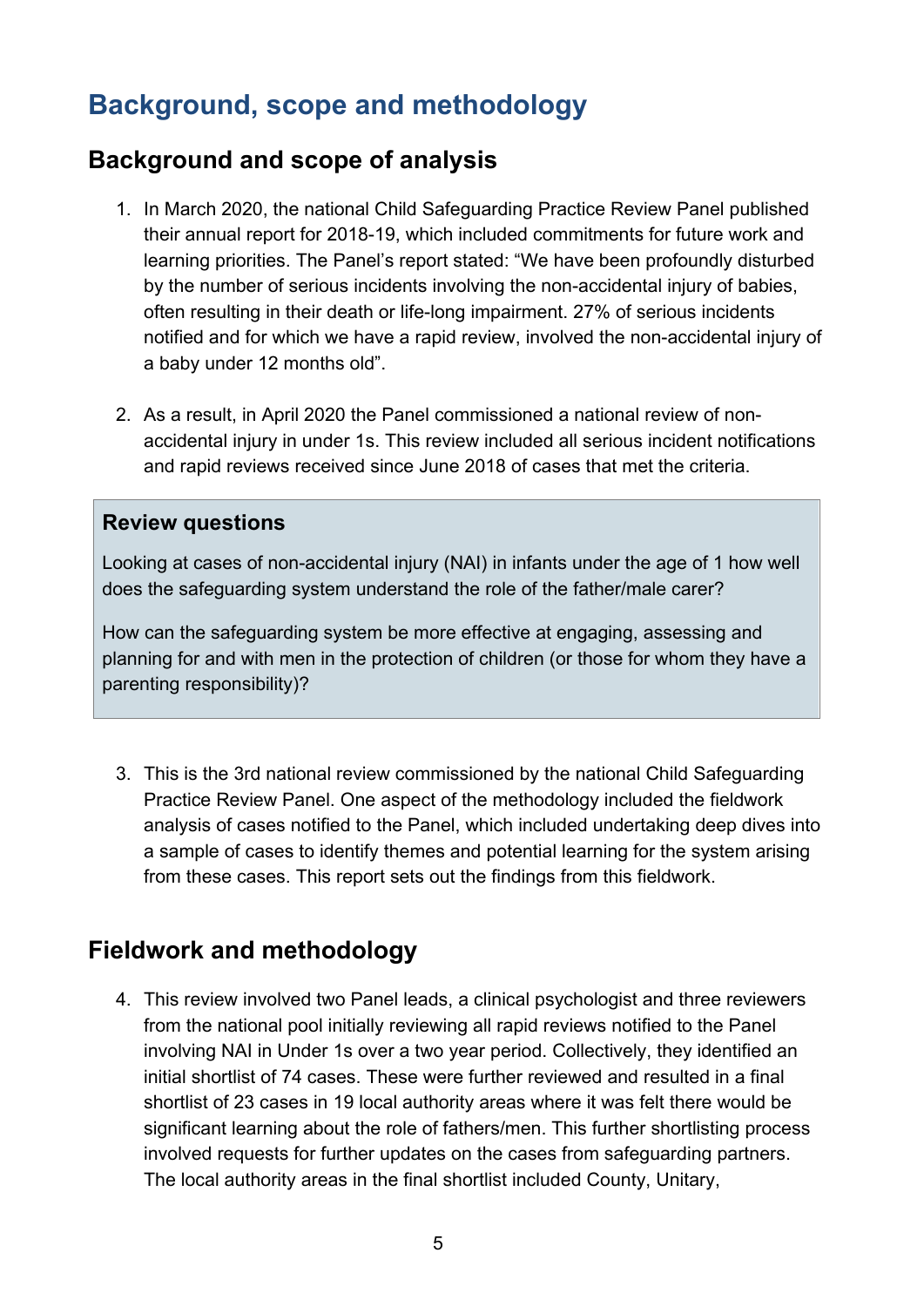# Background, scope and methodology

## Background and scope of analysis

1. In March 2020, the national Child Safeguarding Practice Review Panel published their annual report for 2018-19, which included commitments for future work and learning priorities. The Panel's report stated: "We have been profoundly disturbed by the number of serious incidents involving the non-accidental injury of babies, often resulting in their death or life-long impairment. 27% of serious incidents notified and for which we have a rapid review, involved the non-accidental injury of a baby under 12 months old".

2. As a result, in April 2020 the Panel commissioned a national review of non-accidental injury in under 1s. This review included all serious incident notifications and rapid reviews received since June 2018 of cases that met the criteria.

> **Review questions**
>
> Looking at cases of non-accidental injury (NAI) in infants under the age of 1 how well does the safeguarding system understand the role of the father/male carer?
>
> How can the safeguarding system be more effective at engaging, assessing and planning for and with men in the protection of children (or those for whom they have a parenting responsibility)?

3. This is the 3rd national review commissioned by the national Child Safeguarding Practice Review Panel. One aspect of the methodology included the fieldwork analysis of cases notified to the Panel, which included undertaking deep dives into a sample of cases to identify themes and potential learning for the system arising from these cases. This report sets out the findings from this fieldwork.

## Fieldwork and methodology

4. This review involved two Panel leads, a clinical psychologist and three reviewers from the national pool initially reviewing all rapid reviews notified to the Panel involving NAI in Under 1s over a two year period. Collectively, they identified an initial shortlist of 74 cases. These were further reviewed and resulted in a final shortlist of 23 cases in 19 local authority areas where it was felt there would be significant learning about the role of fathers/men. This further shortlisting process involved requests for further updates on the cases from safeguarding partners. The local authority areas in the final shortlist included County, Unitary,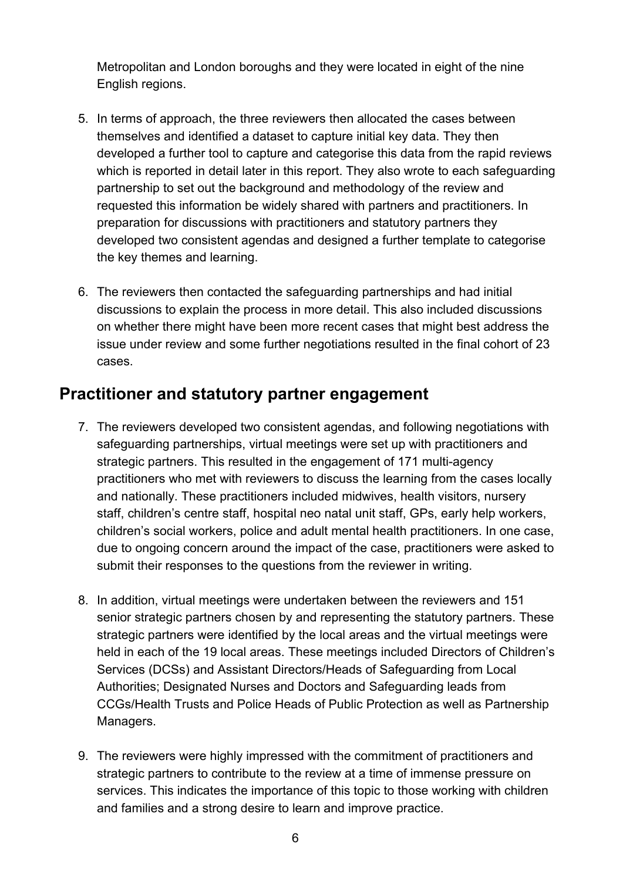Metropolitan and London boroughs and they were located in eight of the nine English regions.

5. In terms of approach, the three reviewers then allocated the cases between themselves and identified a dataset to capture initial key data. They then developed a further tool to capture and categorise this data from the rapid reviews which is reported in detail later in this report. They also wrote to each safeguarding partnership to set out the background and methodology of the review and requested this information be widely shared with partners and practitioners. In preparation for discussions with practitioners and statutory partners they developed two consistent agendas and designed a further template to categorise the key themes and learning.

6. The reviewers then contacted the safeguarding partnerships and had initial discussions to explain the process in more detail. This also included discussions on whether there might have been more recent cases that might best address the issue under review and some further negotiations resulted in the final cohort of 23 cases.

## Practitioner and statutory partner engagement

7. The reviewers developed two consistent agendas, and following negotiations with safeguarding partnerships, virtual meetings were set up with practitioners and strategic partners. This resulted in the engagement of 171 multi-agency practitioners who met with reviewers to discuss the learning from the cases locally and nationally. These practitioners included midwives, health visitors, nursery staff, children's centre staff, hospital neo natal unit staff, GPs, early help workers, children's social workers, police and adult mental health practitioners. In one case, due to ongoing concern around the impact of the case, practitioners were asked to submit their responses to the questions from the reviewer in writing.

8. In addition, virtual meetings were undertaken between the reviewers and 151 senior strategic partners chosen by and representing the statutory partners. These strategic partners were identified by the local areas and the virtual meetings were held in each of the 19 local areas. These meetings included Directors of Children's Services (DCSs) and Assistant Directors/Heads of Safeguarding from Local Authorities; Designated Nurses and Doctors and Safeguarding leads from CCGs/Health Trusts and Police Heads of Public Protection as well as Partnership Managers.

9. The reviewers were highly impressed with the commitment of practitioners and strategic partners to contribute to the review at a time of immense pressure on services. This indicates the importance of this topic to those working with children and families and a strong desire to learn and improve practice.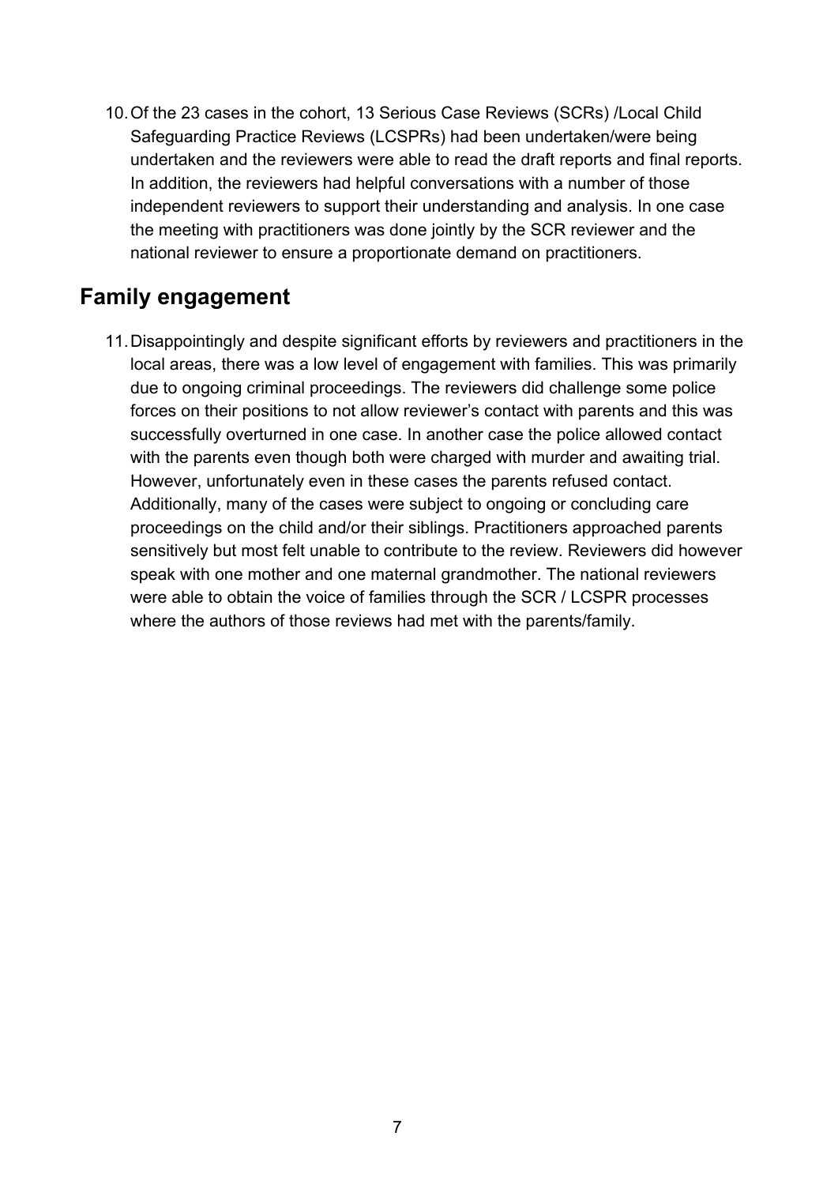10. Of the 23 cases in the cohort, 13 Serious Case Reviews (SCRs) /Local Child Safeguarding Practice Reviews (LCSPRs) had been undertaken/were being undertaken and the reviewers were able to read the draft reports and final reports. In addition, the reviewers had helpful conversations with a number of those independent reviewers to support their understanding and analysis. In one case the meeting with practitioners was done jointly by the SCR reviewer and the national reviewer to ensure a proportionate demand on practitioners.

## Family engagement

11. Disappointingly and despite significant efforts by reviewers and practitioners in the local areas, there was a low level of engagement with families. This was primarily due to ongoing criminal proceedings. The reviewers did challenge some police forces on their positions to not allow reviewer's contact with parents and this was successfully overturned in one case. In another case the police allowed contact with the parents even though both were charged with murder and awaiting trial. However, unfortunately even in these cases the parents refused contact. Additionally, many of the cases were subject to ongoing or concluding care proceedings on the child and/or their siblings. Practitioners approached parents sensitively but most felt unable to contribute to the review. Reviewers did however speak with one mother and one maternal grandmother. The national reviewers were able to obtain the voice of families through the SCR / LCSPR processes where the authors of those reviews had met with the parents/family.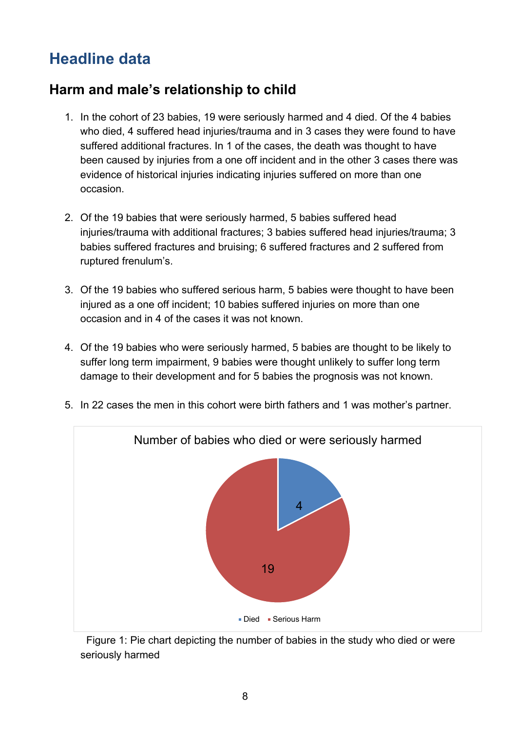# Headline data

## Harm and male's relationship to child

1. In the cohort of 23 babies, 19 were seriously harmed and 4 died. Of the 4 babies who died, 4 suffered head injuries/trauma and in 3 cases they were found to have suffered additional fractures. In 1 of the cases, the death was thought to have been caused by injuries from a one off incident and in the other 3 cases there was evidence of historical injuries indicating injuries suffered on more than one occasion.

2. Of the 19 babies that were seriously harmed, 5 babies suffered head injuries/trauma with additional fractures; 3 babies suffered head injuries/trauma; 3 babies suffered fractures and bruising; 6 suffered fractures and 2 suffered from ruptured frenulum's.

3. Of the 19 babies who suffered serious harm, 5 babies were thought to have been injured as a one off incident; 10 babies suffered injuries on more than one occasion and in 4 of the cases it was not known.

4. Of the 19 babies who were seriously harmed, 5 babies are thought to be likely to suffer long term impairment, 9 babies were thought unlikely to suffer long term damage to their development and for 5 babies the prognosis was not known.

5. In 22 cases the men in this cohort were birth fathers and 1 was mother's partner.

Number of babies who died or were seriously harmed

| Category | Number |
|---|---|
| Died | 4 |
| Serious Harm | 19 |

Figure 1: Pie chart depicting the number of babies in the study who died or were seriously harmed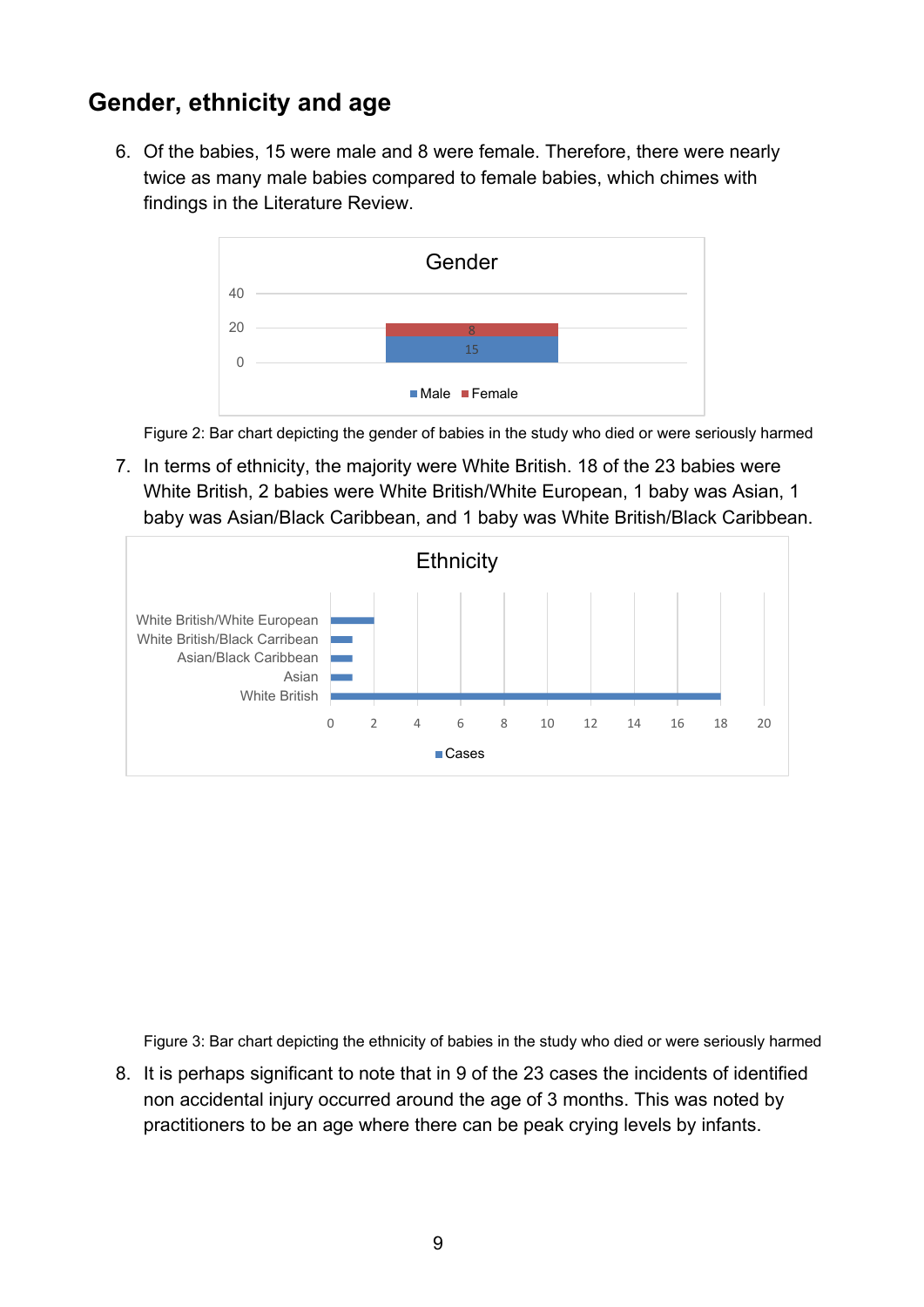## Gender, ethnicity and age

6. Of the babies, 15 were male and 8 were female. Therefore, there were nearly twice as many male babies compared to female babies, which chimes with findings in the Literature Review.

Figure 2: Bar chart depicting the gender of babies in the study who died or were seriously harmed

7. In terms of ethnicity, the majority were White British. 18 of the 23 babies were White British, 2 babies were White British/White European, 1 baby was Asian, 1 baby was Asian/Black Caribbean, and 1 baby was White British/Black Caribbean.

Figure 3: Bar chart depicting the ethnicity of babies in the study who died or were seriously harmed

8. It is perhaps significant to note that in 9 of the 23 cases the incidents of identified non accidental injury occurred around the age of 3 months. This was noted by practitioners to be an age where there can be peak crying levels by infants.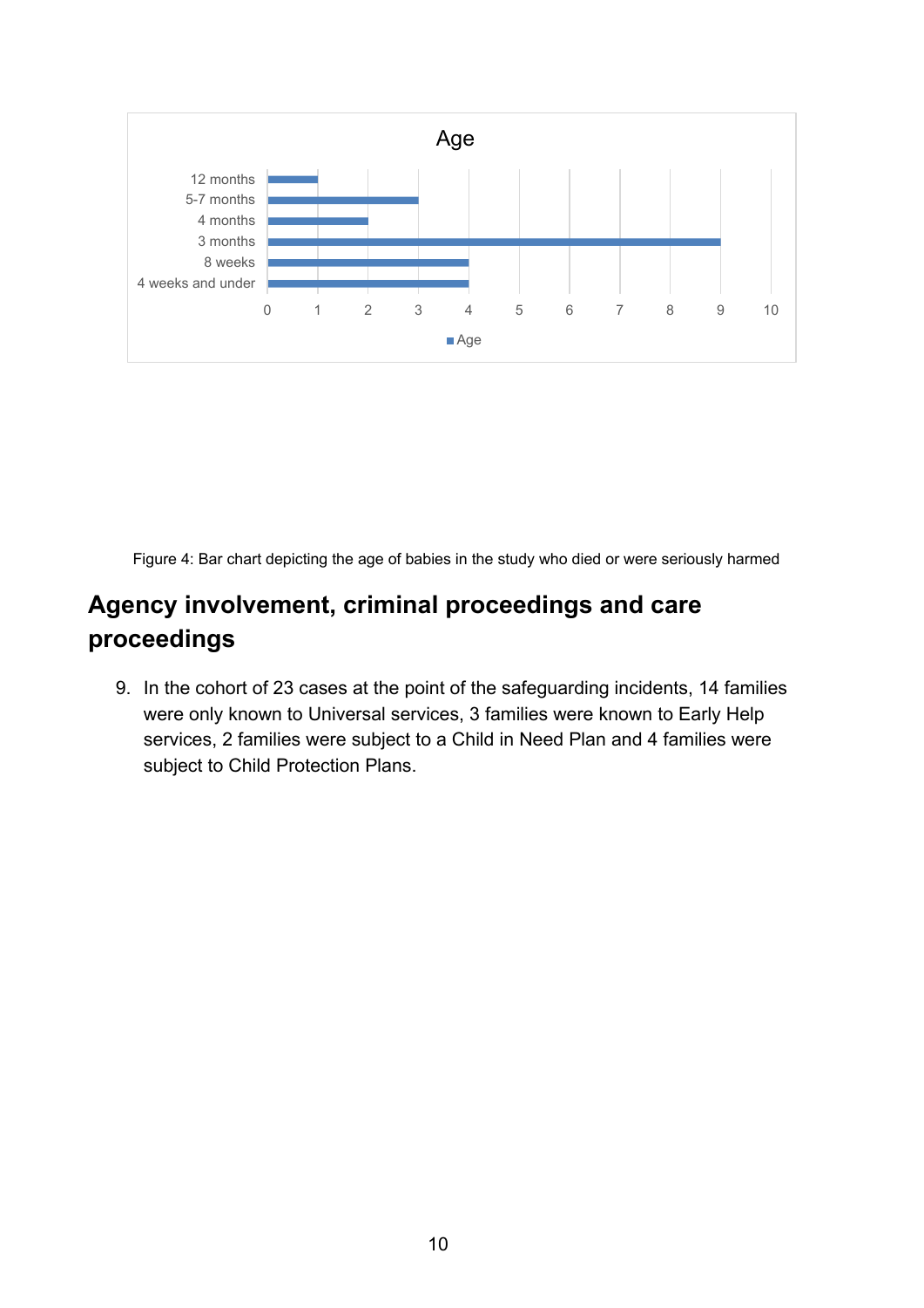**Age**

| Age | Count |
|---|---|
| 12 months | 1 |
| 5-7 months | 3 |
| 4 months | 2 |
| 3 months | 9 |
| 8 weeks | 4 |
| 4 weeks and under | 4 |

Figure 4: Bar chart depicting the age of babies in the study who died or were seriously harmed

## Agency involvement, criminal proceedings and care proceedings

9. In the cohort of 23 cases at the point of the safeguarding incidents, 14 families were only known to Universal services, 3 families were known to Early Help services, 2 families were subject to a Child in Need Plan and 4 families were subject to Child Protection Plans.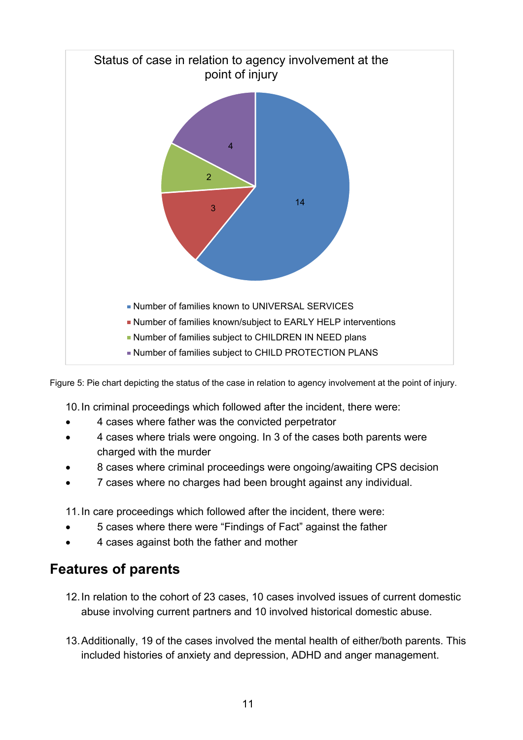Status of case in relation to agency involvement at the point of injury

| Status | Number |
| --- | --- |
| Number of families known to UNIVERSAL SERVICES | 14 |
| Number of families known/subject to EARLY HELP interventions | 3 |
| Number of families subject to CHILDREN IN NEED plans | 2 |
| Number of families subject to CHILD PROTECTION PLANS | 4 |

Figure 5: Pie chart depicting the status of the case in relation to agency involvement at the point of injury.

10. In criminal proceedings which followed after the incident, there were:

- 4 cases where father was the convicted perpetrator
- 4 cases where trials were ongoing. In 3 of the cases both parents were charged with the murder
- 8 cases where criminal proceedings were ongoing/awaiting CPS decision
- 7 cases where no charges had been brought against any individual.

11. In care proceedings which followed after the incident, there were:

- 5 cases where there were "Findings of Fact" against the father
- 4 cases against both the father and mother

## Features of parents

12. In relation to the cohort of 23 cases, 10 cases involved issues of current domestic abuse involving current partners and 10 involved historical domestic abuse.

13. Additionally, 19 of the cases involved the mental health of either/both parents. This included histories of anxiety and depression, ADHD and anger management.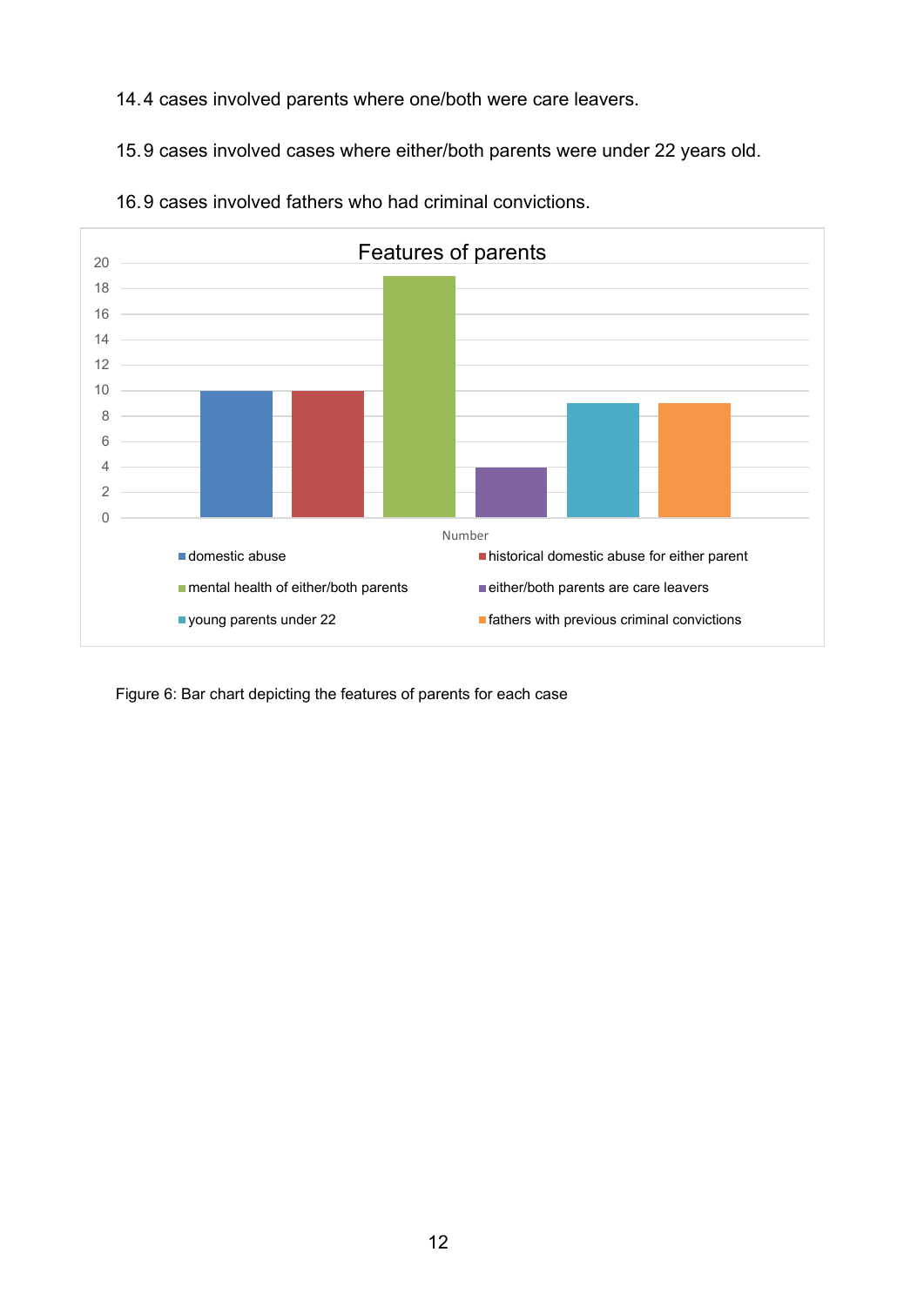14. 4 cases involved parents where one/both were care leavers.

15. 9 cases involved cases where either/both parents were under 22 years old.

16. 9 cases involved fathers who had criminal convictions.

**Features of parents**

| Feature | Number |
|---|---|
| domestic abuse | 10 |
| historical domestic abuse for either parent | 10 |
| mental health of either/both parents | 19 |
| either/both parents are care leavers | 4 |
| young parents under 22 | 9 |
| fathers with previous criminal convictions | 9 |

Figure 6: Bar chart depicting the features of parents for each case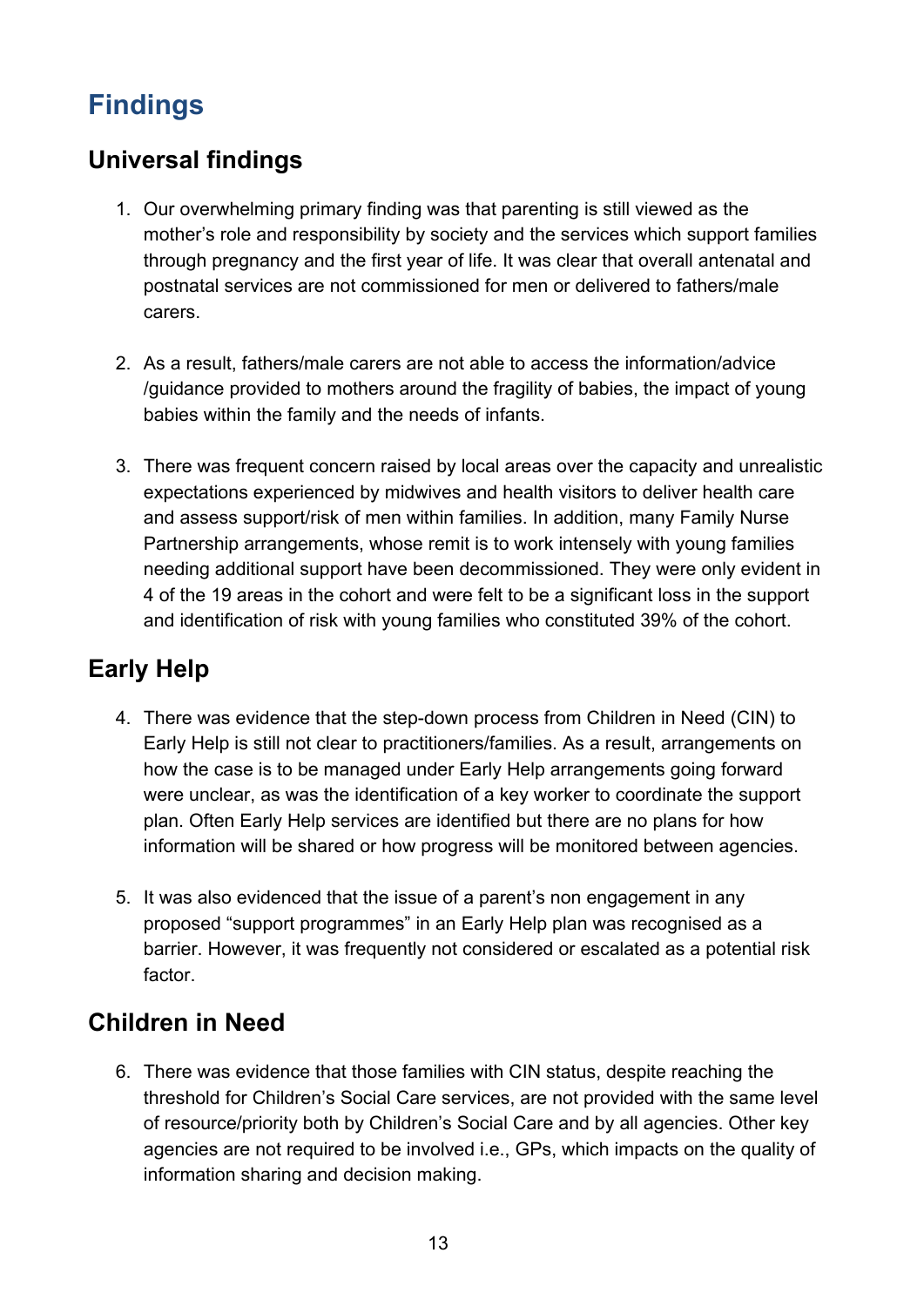# Findings

## Universal findings

1. Our overwhelming primary finding was that parenting is still viewed as the mother's role and responsibility by society and the services which support families through pregnancy and the first year of life. It was clear that overall antenatal and postnatal services are not commissioned for men or delivered to fathers/male carers.

2. As a result, fathers/male carers are not able to access the information/advice /guidance provided to mothers around the fragility of babies, the impact of young babies within the family and the needs of infants.

3. There was frequent concern raised by local areas over the capacity and unrealistic expectations experienced by midwives and health visitors to deliver health care and assess support/risk of men within families. In addition, many Family Nurse Partnership arrangements, whose remit is to work intensely with young families needing additional support have been decommissioned. They were only evident in 4 of the 19 areas in the cohort and were felt to be a significant loss in the support and identification of risk with young families who constituted 39% of the cohort.

## Early Help

4. There was evidence that the step-down process from Children in Need (CIN) to Early Help is still not clear to practitioners/families. As a result, arrangements on how the case is to be managed under Early Help arrangements going forward were unclear, as was the identification of a key worker to coordinate the support plan. Often Early Help services are identified but there are no plans for how information will be shared or how progress will be monitored between agencies.

5. It was also evidenced that the issue of a parent's non engagement in any proposed "support programmes" in an Early Help plan was recognised as a barrier. However, it was frequently not considered or escalated as a potential risk factor.

## Children in Need

6. There was evidence that those families with CIN status, despite reaching the threshold for Children's Social Care services, are not provided with the same level of resource/priority both by Children's Social Care and by all agencies. Other key agencies are not required to be involved i.e., GPs, which impacts on the quality of information sharing and decision making.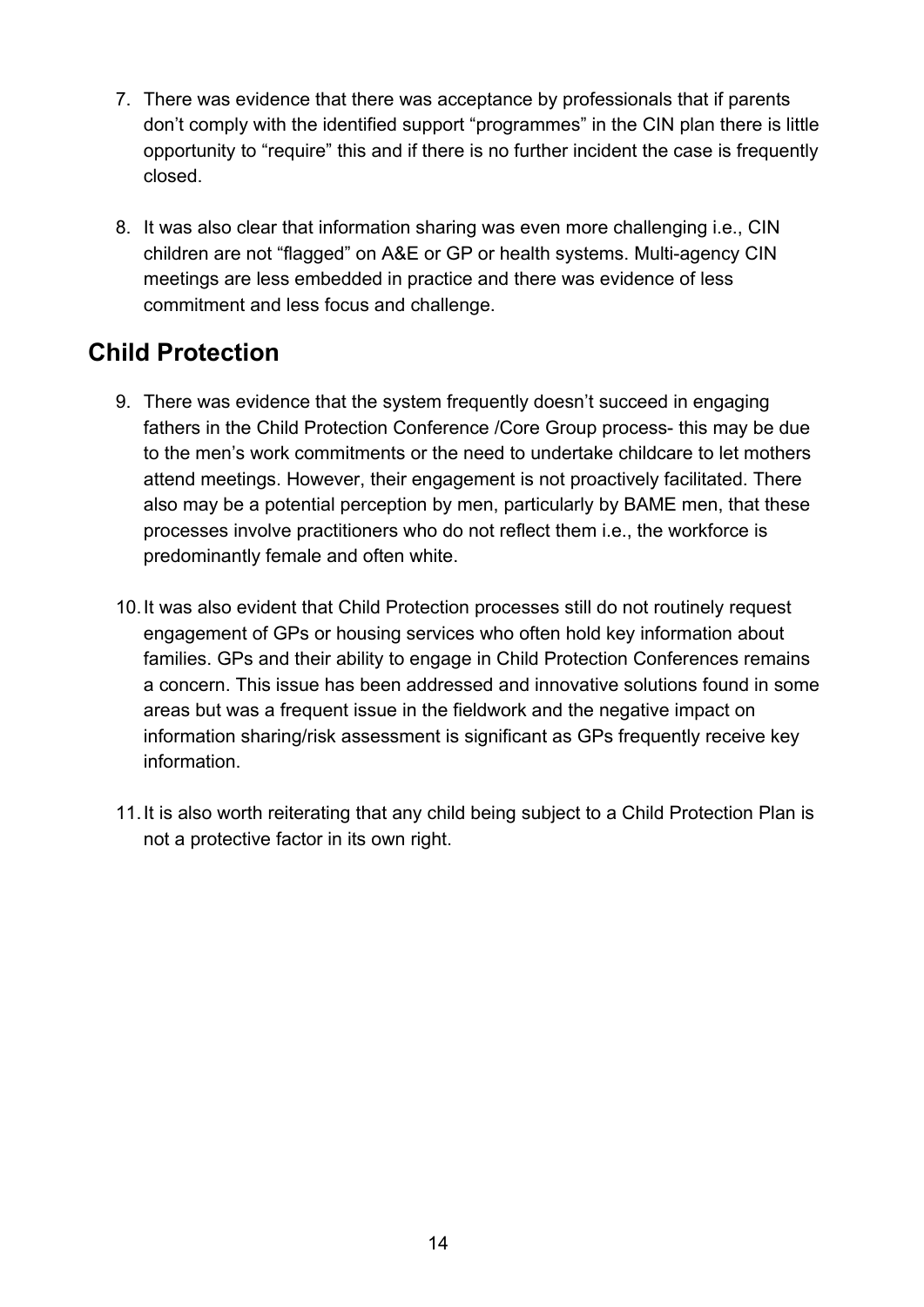7. There was evidence that there was acceptance by professionals that if parents don't comply with the identified support "programmes" in the CIN plan there is little opportunity to "require" this and if there is no further incident the case is frequently closed.

8. It was also clear that information sharing was even more challenging i.e., CIN children are not "flagged" on A&E or GP or health systems. Multi-agency CIN meetings are less embedded in practice and there was evidence of less commitment and less focus and challenge.

## Child Protection

9. There was evidence that the system frequently doesn't succeed in engaging fathers in the Child Protection Conference /Core Group process- this may be due to the men's work commitments or the need to undertake childcare to let mothers attend meetings. However, their engagement is not proactively facilitated. There also may be a potential perception by men, particularly by BAME men, that these processes involve practitioners who do not reflect them i.e., the workforce is predominantly female and often white.

10. It was also evident that Child Protection processes still do not routinely request engagement of GPs or housing services who often hold key information about families. GPs and their ability to engage in Child Protection Conferences remains a concern. This issue has been addressed and innovative solutions found in some areas but was a frequent issue in the fieldwork and the negative impact on information sharing/risk assessment is significant as GPs frequently receive key information.

11. It is also worth reiterating that any child being subject to a Child Protection Plan is not a protective factor in its own right.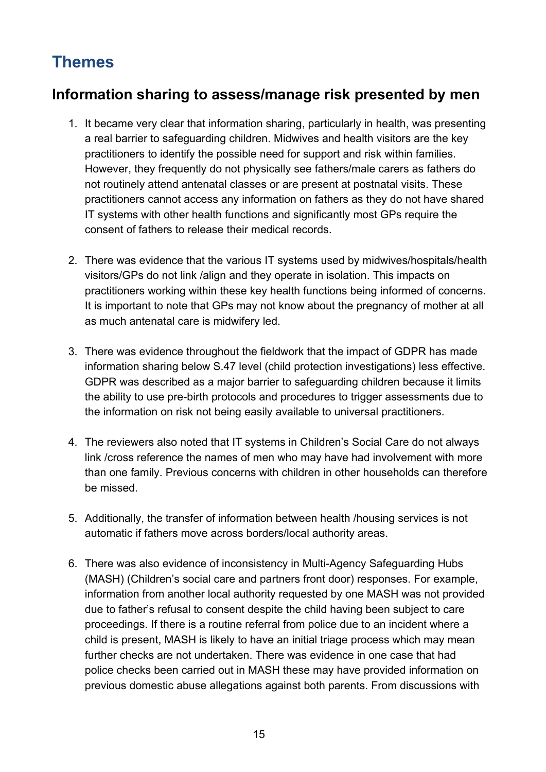## Themes

### Information sharing to assess/manage risk presented by men

1. It became very clear that information sharing, particularly in health, was presenting a real barrier to safeguarding children. Midwives and health visitors are the key practitioners to identify the possible need for support and risk within families. However, they frequently do not physically see fathers/male carers as fathers do not routinely attend antenatal classes or are present at postnatal visits. These practitioners cannot access any information on fathers as they do not have shared IT systems with other health functions and significantly most GPs require the consent of fathers to release their medical records.

2. There was evidence that the various IT systems used by midwives/hospitals/health visitors/GPs do not link /align and they operate in isolation. This impacts on practitioners working within these key health functions being informed of concerns. It is important to note that GPs may not know about the pregnancy of mother at all as much antenatal care is midwifery led.

3. There was evidence throughout the fieldwork that the impact of GDPR has made information sharing below S.47 level (child protection investigations) less effective. GDPR was described as a major barrier to safeguarding children because it limits the ability to use pre-birth protocols and procedures to trigger assessments due to the information on risk not being easily available to universal practitioners.

4. The reviewers also noted that IT systems in Children's Social Care do not always link /cross reference the names of men who may have had involvement with more than one family. Previous concerns with children in other households can therefore be missed.

5. Additionally, the transfer of information between health /housing services is not automatic if fathers move across borders/local authority areas.

6. There was also evidence of inconsistency in Multi-Agency Safeguarding Hubs (MASH) (Children's social care and partners front door) responses. For example, information from another local authority requested by one MASH was not provided due to father's refusal to consent despite the child having been subject to care proceedings. If there is a routine referral from police due to an incident where a child is present, MASH is likely to have an initial triage process which may mean further checks are not undertaken. There was evidence in one case that had police checks been carried out in MASH these may have provided information on previous domestic abuse allegations against both parents. From discussions with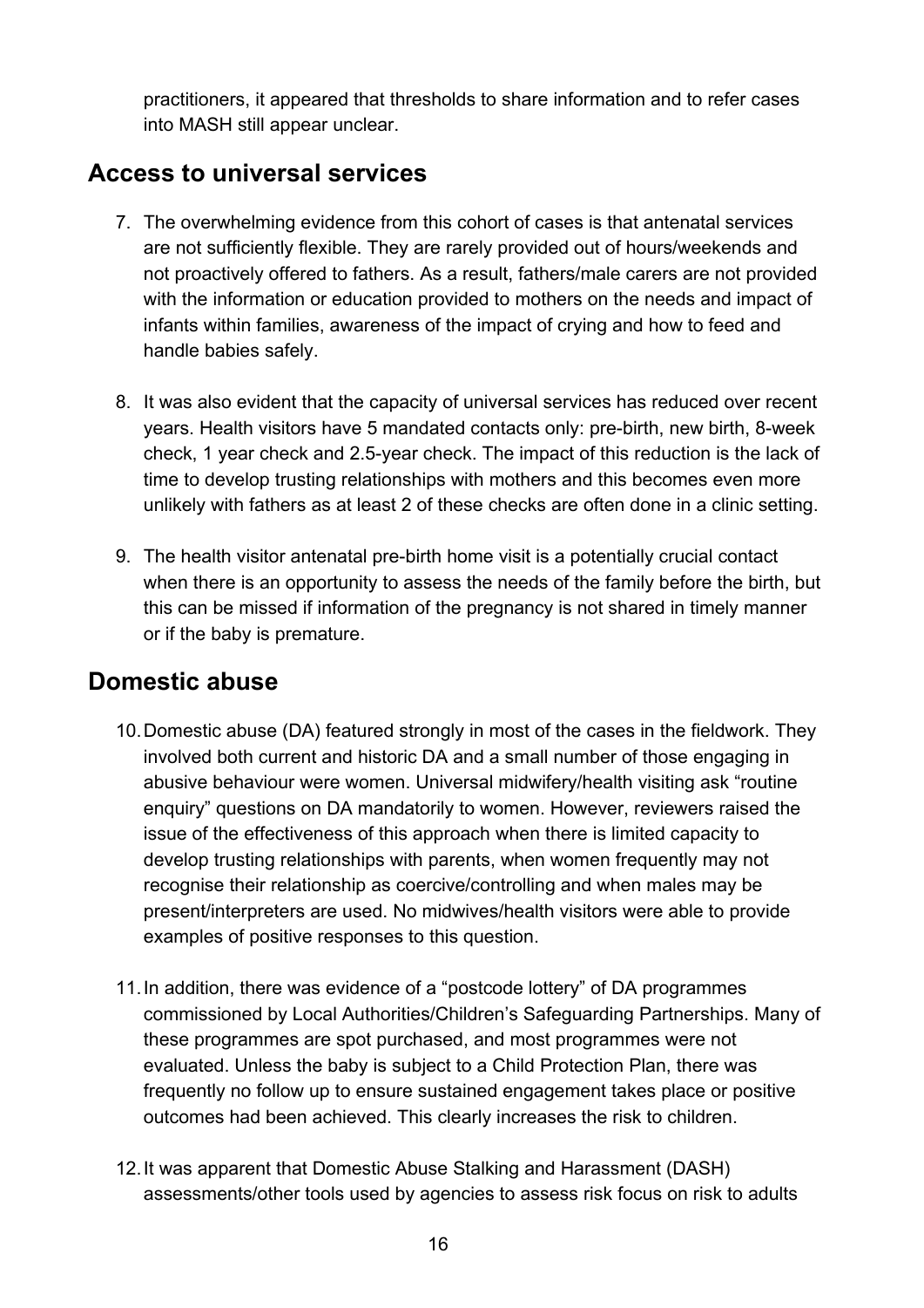practitioners, it appeared that thresholds to share information and to refer cases into MASH still appear unclear.

## Access to universal services

7. The overwhelming evidence from this cohort of cases is that antenatal services are not sufficiently flexible. They are rarely provided out of hours/weekends and not proactively offered to fathers. As a result, fathers/male carers are not provided with the information or education provided to mothers on the needs and impact of infants within families, awareness of the impact of crying and how to feed and handle babies safely.

8. It was also evident that the capacity of universal services has reduced over recent years. Health visitors have 5 mandated contacts only: pre-birth, new birth, 8-week check, 1 year check and 2.5-year check. The impact of this reduction is the lack of time to develop trusting relationships with mothers and this becomes even more unlikely with fathers as at least 2 of these checks are often done in a clinic setting.

9. The health visitor antenatal pre-birth home visit is a potentially crucial contact when there is an opportunity to assess the needs of the family before the birth, but this can be missed if information of the pregnancy is not shared in timely manner or if the baby is premature.

## Domestic abuse

10. Domestic abuse (DA) featured strongly in most of the cases in the fieldwork. They involved both current and historic DA and a small number of those engaging in abusive behaviour were women. Universal midwifery/health visiting ask "routine enquiry" questions on DA mandatorily to women. However, reviewers raised the issue of the effectiveness of this approach when there is limited capacity to develop trusting relationships with parents, when women frequently may not recognise their relationship as coercive/controlling and when males may be present/interpreters are used. No midwives/health visitors were able to provide examples of positive responses to this question.

11. In addition, there was evidence of a "postcode lottery" of DA programmes commissioned by Local Authorities/Children's Safeguarding Partnerships. Many of these programmes are spot purchased, and most programmes were not evaluated. Unless the baby is subject to a Child Protection Plan, there was frequently no follow up to ensure sustained engagement takes place or positive outcomes had been achieved. This clearly increases the risk to children.

12. It was apparent that Domestic Abuse Stalking and Harassment (DASH) assessments/other tools used by agencies to assess risk focus on risk to adults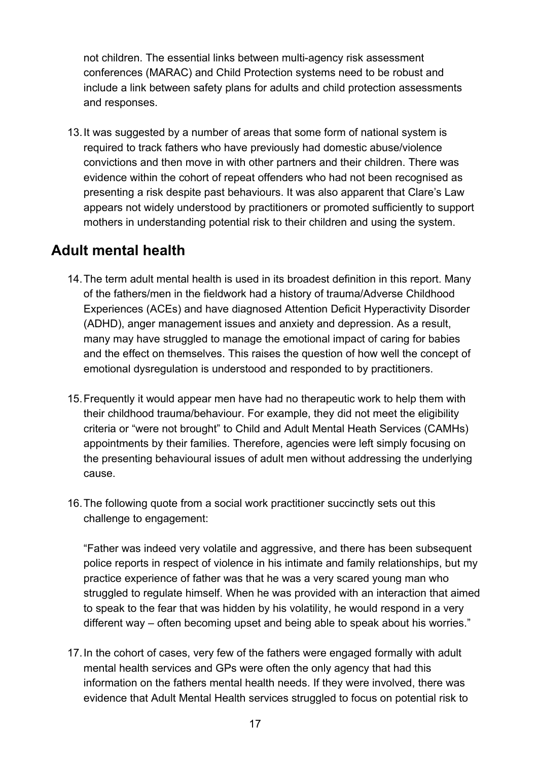not children. The essential links between multi-agency risk assessment conferences (MARAC) and Child Protection systems need to be robust and include a link between safety plans for adults and child protection assessments and responses.

13. It was suggested by a number of areas that some form of national system is required to track fathers who have previously had domestic abuse/violence convictions and then move in with other partners and their children. There was evidence within the cohort of repeat offenders who had not been recognised as presenting a risk despite past behaviours. It was also apparent that Clare's Law appears not widely understood by practitioners or promoted sufficiently to support mothers in understanding potential risk to their children and using the system.

## Adult mental health

14. The term adult mental health is used in its broadest definition in this report. Many of the fathers/men in the fieldwork had a history of trauma/Adverse Childhood Experiences (ACEs) and have diagnosed Attention Deficit Hyperactivity Disorder (ADHD), anger management issues and anxiety and depression. As a result, many may have struggled to manage the emotional impact of caring for babies and the effect on themselves. This raises the question of how well the concept of emotional dysregulation is understood and responded to by practitioners.

15. Frequently it would appear men have had no therapeutic work to help them with their childhood trauma/behaviour. For example, they did not meet the eligibility criteria or "were not brought" to Child and Adult Mental Heath Services (CAMHs) appointments by their families. Therefore, agencies were left simply focusing on the presenting behavioural issues of adult men without addressing the underlying cause.

16. The following quote from a social work practitioner succinctly sets out this challenge to engagement:

    "Father was indeed very volatile and aggressive, and there has been subsequent police reports in respect of violence in his intimate and family relationships, but my practice experience of father was that he was a very scared young man who struggled to regulate himself. When he was provided with an interaction that aimed to speak to the fear that was hidden by his volatility, he would respond in a very different way – often becoming upset and being able to speak about his worries."

17. In the cohort of cases, very few of the fathers were engaged formally with adult mental health services and GPs were often the only agency that had this information on the fathers mental health needs. If they were involved, there was evidence that Adult Mental Health services struggled to focus on potential risk to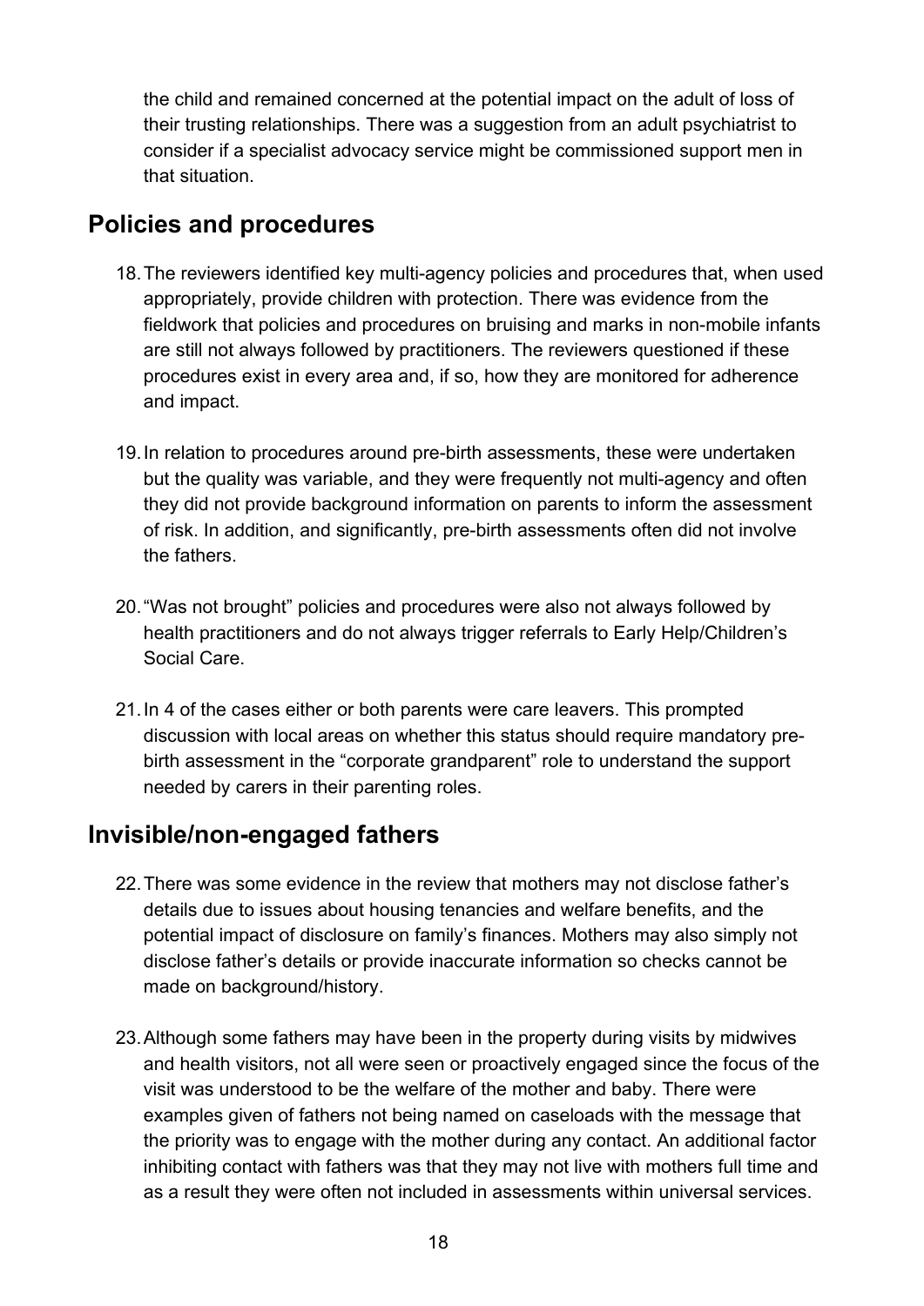the child and remained concerned at the potential impact on the adult of loss of their trusting relationships. There was a suggestion from an adult psychiatrist to consider if a specialist advocacy service might be commissioned support men in that situation.

## Policies and procedures

18. The reviewers identified key multi-agency policies and procedures that, when used appropriately, provide children with protection. There was evidence from the fieldwork that policies and procedures on bruising and marks in non-mobile infants are still not always followed by practitioners. The reviewers questioned if these procedures exist in every area and, if so, how they are monitored for adherence and impact.

19. In relation to procedures around pre-birth assessments, these were undertaken but the quality was variable, and they were frequently not multi-agency and often they did not provide background information on parents to inform the assessment of risk. In addition, and significantly, pre-birth assessments often did not involve the fathers.

20. "Was not brought" policies and procedures were also not always followed by health practitioners and do not always trigger referrals to Early Help/Children's Social Care.

21. In 4 of the cases either or both parents were care leavers. This prompted discussion with local areas on whether this status should require mandatory pre-birth assessment in the "corporate grandparent" role to understand the support needed by carers in their parenting roles.

## Invisible/non-engaged fathers

22. There was some evidence in the review that mothers may not disclose father's details due to issues about housing tenancies and welfare benefits, and the potential impact of disclosure on family's finances. Mothers may also simply not disclose father's details or provide inaccurate information so checks cannot be made on background/history.

23. Although some fathers may have been in the property during visits by midwives and health visitors, not all were seen or proactively engaged since the focus of the visit was understood to be the welfare of the mother and baby. There were examples given of fathers not being named on caseloads with the message that the priority was to engage with the mother during any contact. An additional factor inhibiting contact with fathers was that they may not live with mothers full time and as a result they were often not included in assessments within universal services.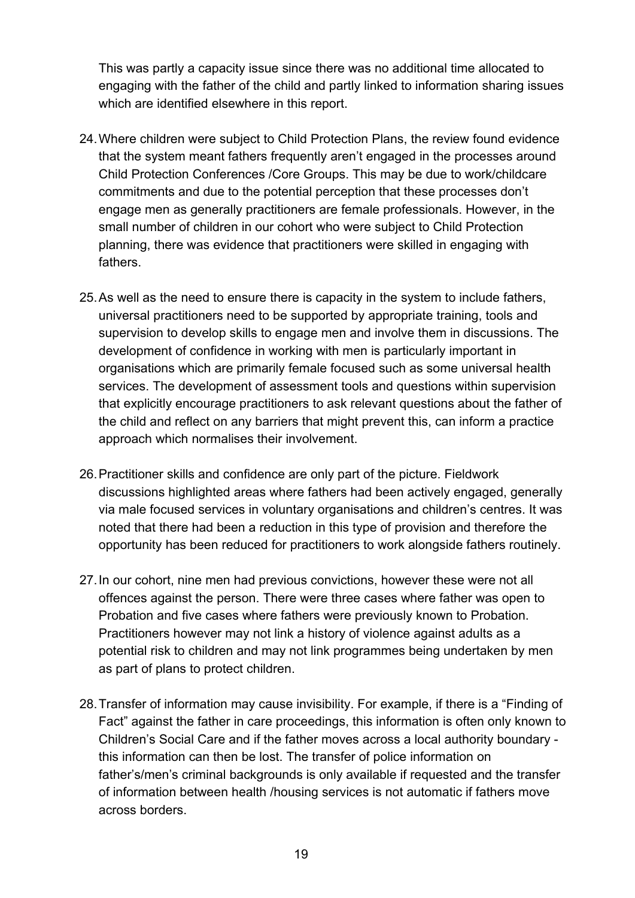This was partly a capacity issue since there was no additional time allocated to engaging with the father of the child and partly linked to information sharing issues which are identified elsewhere in this report.

24. Where children were subject to Child Protection Plans, the review found evidence that the system meant fathers frequently aren't engaged in the processes around Child Protection Conferences /Core Groups. This may be due to work/childcare commitments and due to the potential perception that these processes don't engage men as generally practitioners are female professionals. However, in the small number of children in our cohort who were subject to Child Protection planning, there was evidence that practitioners were skilled in engaging with fathers.

25. As well as the need to ensure there is capacity in the system to include fathers, universal practitioners need to be supported by appropriate training, tools and supervision to develop skills to engage men and involve them in discussions. The development of confidence in working with men is particularly important in organisations which are primarily female focused such as some universal health services. The development of assessment tools and questions within supervision that explicitly encourage practitioners to ask relevant questions about the father of the child and reflect on any barriers that might prevent this, can inform a practice approach which normalises their involvement.

26. Practitioner skills and confidence are only part of the picture. Fieldwork discussions highlighted areas where fathers had been actively engaged, generally via male focused services in voluntary organisations and children's centres. It was noted that there had been a reduction in this type of provision and therefore the opportunity has been reduced for practitioners to work alongside fathers routinely.

27. In our cohort, nine men had previous convictions, however these were not all offences against the person. There were three cases where father was open to Probation and five cases where fathers were previously known to Probation. Practitioners however may not link a history of violence against adults as a potential risk to children and may not link programmes being undertaken by men as part of plans to protect children.

28. Transfer of information may cause invisibility. For example, if there is a "Finding of Fact" against the father in care proceedings, this information is often only known to Children's Social Care and if the father moves across a local authority boundary - this information can then be lost. The transfer of police information on father's/men's criminal backgrounds is only available if requested and the transfer of information between health /housing services is not automatic if fathers move across borders.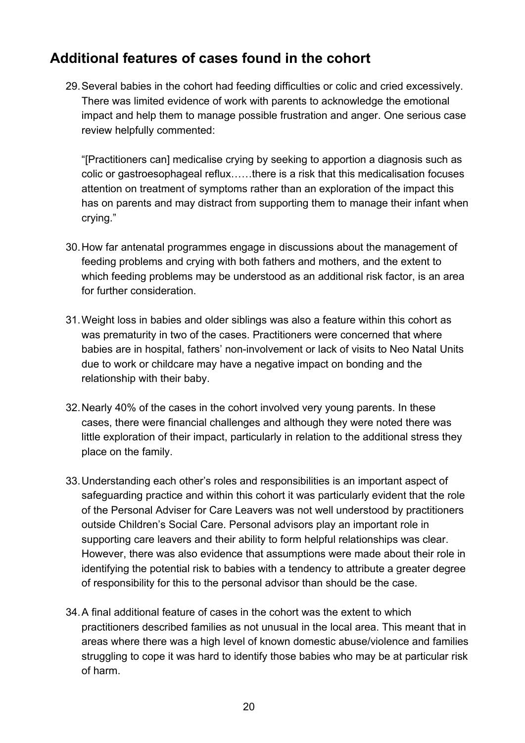## Additional features of cases found in the cohort

29. Several babies in the cohort had feeding difficulties or colic and cried excessively. There was limited evidence of work with parents to acknowledge the emotional impact and help them to manage possible frustration and anger. One serious case review helpfully commented:

    "[Practitioners can] medicalise crying by seeking to apportion a diagnosis such as colic or gastroesophageal reflux……there is a risk that this medicalisation focuses attention on treatment of symptoms rather than an exploration of the impact this has on parents and may distract from supporting them to manage their infant when crying."

30. How far antenatal programmes engage in discussions about the management of feeding problems and crying with both fathers and mothers, and the extent to which feeding problems may be understood as an additional risk factor, is an area for further consideration.

31. Weight loss in babies and older siblings was also a feature within this cohort as was prematurity in two of the cases. Practitioners were concerned that where babies are in hospital, fathers' non-involvement or lack of visits to Neo Natal Units due to work or childcare may have a negative impact on bonding and the relationship with their baby.

32. Nearly 40% of the cases in the cohort involved very young parents. In these cases, there were financial challenges and although they were noted there was little exploration of their impact, particularly in relation to the additional stress they place on the family.

33. Understanding each other's roles and responsibilities is an important aspect of safeguarding practice and within this cohort it was particularly evident that the role of the Personal Adviser for Care Leavers was not well understood by practitioners outside Children's Social Care. Personal advisors play an important role in supporting care leavers and their ability to form helpful relationships was clear. However, there was also evidence that assumptions were made about their role in identifying the potential risk to babies with a tendency to attribute a greater degree of responsibility for this to the personal advisor than should be the case.

34. A final additional feature of cases in the cohort was the extent to which practitioners described families as not unusual in the local area. This meant that in areas where there was a high level of known domestic abuse/violence and families struggling to cope it was hard to identify those babies who may be at particular risk of harm.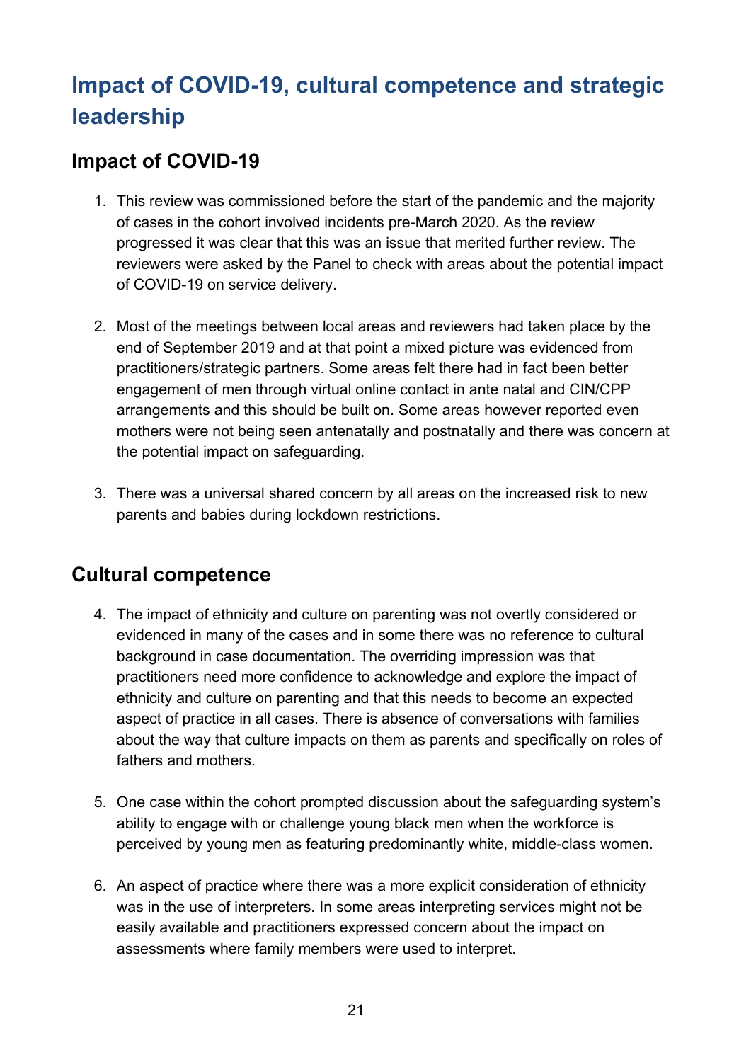# Impact of COVID-19, cultural competence and strategic leadership

## Impact of COVID-19

1. This review was commissioned before the start of the pandemic and the majority of cases in the cohort involved incidents pre-March 2020. As the review progressed it was clear that this was an issue that merited further review. The reviewers were asked by the Panel to check with areas about the potential impact of COVID-19 on service delivery.

2. Most of the meetings between local areas and reviewers had taken place by the end of September 2019 and at that point a mixed picture was evidenced from practitioners/strategic partners. Some areas felt there had in fact been better engagement of men through virtual online contact in ante natal and CIN/CPP arrangements and this should be built on. Some areas however reported even mothers were not being seen antenatally and postnatally and there was concern at the potential impact on safeguarding.

3. There was a universal shared concern by all areas on the increased risk to new parents and babies during lockdown restrictions.

## Cultural competence

4. The impact of ethnicity and culture on parenting was not overtly considered or evidenced in many of the cases and in some there was no reference to cultural background in case documentation. The overriding impression was that practitioners need more confidence to acknowledge and explore the impact of ethnicity and culture on parenting and that this needs to become an expected aspect of practice in all cases. There is absence of conversations with families about the way that culture impacts on them as parents and specifically on roles of fathers and mothers.

5. One case within the cohort prompted discussion about the safeguarding system's ability to engage with or challenge young black men when the workforce is perceived by young men as featuring predominantly white, middle-class women.

6. An aspect of practice where there was a more explicit consideration of ethnicity was in the use of interpreters. In some areas interpreting services might not be easily available and practitioners expressed concern about the impact on assessments where family members were used to interpret.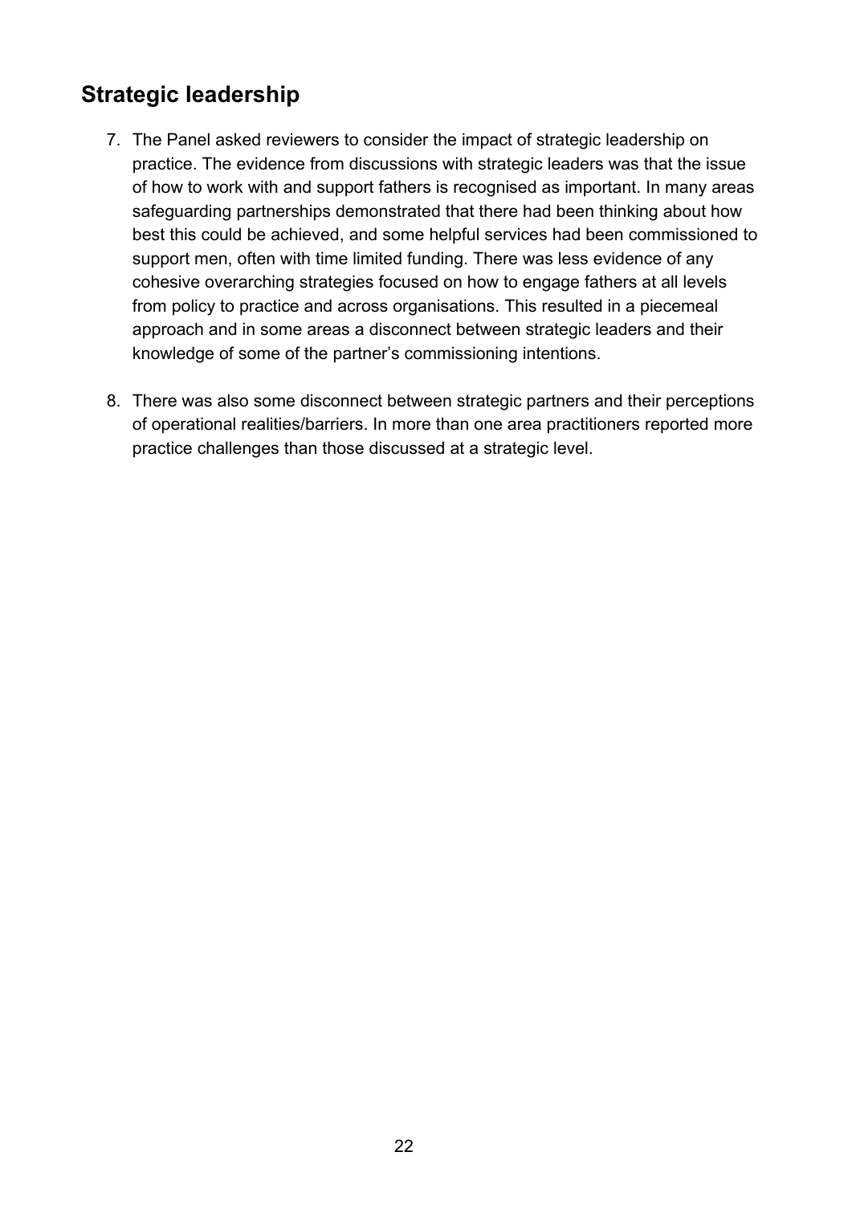## Strategic leadership

7. The Panel asked reviewers to consider the impact of strategic leadership on practice. The evidence from discussions with strategic leaders was that the issue of how to work with and support fathers is recognised as important. In many areas safeguarding partnerships demonstrated that there had been thinking about how best this could be achieved, and some helpful services had been commissioned to support men, often with time limited funding. There was less evidence of any cohesive overarching strategies focused on how to engage fathers at all levels from policy to practice and across organisations. This resulted in a piecemeal approach and in some areas a disconnect between strategic leaders and their knowledge of some of the partner's commissioning intentions.

8. There was also some disconnect between strategic partners and their perceptions of operational realities/barriers. In more than one area practitioners reported more practice challenges than those discussed at a strategic level.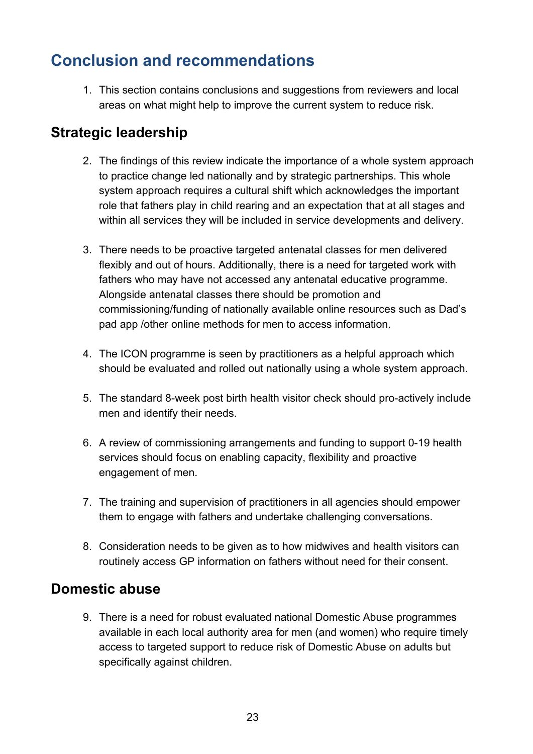# Conclusion and recommendations

1. This section contains conclusions and suggestions from reviewers and local areas on what might help to improve the current system to reduce risk.

## Strategic leadership

2. The findings of this review indicate the importance of a whole system approach to practice change led nationally and by strategic partnerships. This whole system approach requires a cultural shift which acknowledges the important role that fathers play in child rearing and an expectation that at all stages and within all services they will be included in service developments and delivery.

3. There needs to be proactive targeted antenatal classes for men delivered flexibly and out of hours. Additionally, there is a need for targeted work with fathers who may have not accessed any antenatal educative programme. Alongside antenatal classes there should be promotion and commissioning/funding of nationally available online resources such as Dad's pad app /other online methods for men to access information.

4. The ICON programme is seen by practitioners as a helpful approach which should be evaluated and rolled out nationally using a whole system approach.

5. The standard 8-week post birth health visitor check should pro-actively include men and identify their needs.

6. A review of commissioning arrangements and funding to support 0-19 health services should focus on enabling capacity, flexibility and proactive engagement of men.

7. The training and supervision of practitioners in all agencies should empower them to engage with fathers and undertake challenging conversations.

8. Consideration needs to be given as to how midwives and health visitors can routinely access GP information on fathers without need for their consent.

## Domestic abuse

9. There is a need for robust evaluated national Domestic Abuse programmes available in each local authority area for men (and women) who require timely access to targeted support to reduce risk of Domestic Abuse on adults but specifically against children.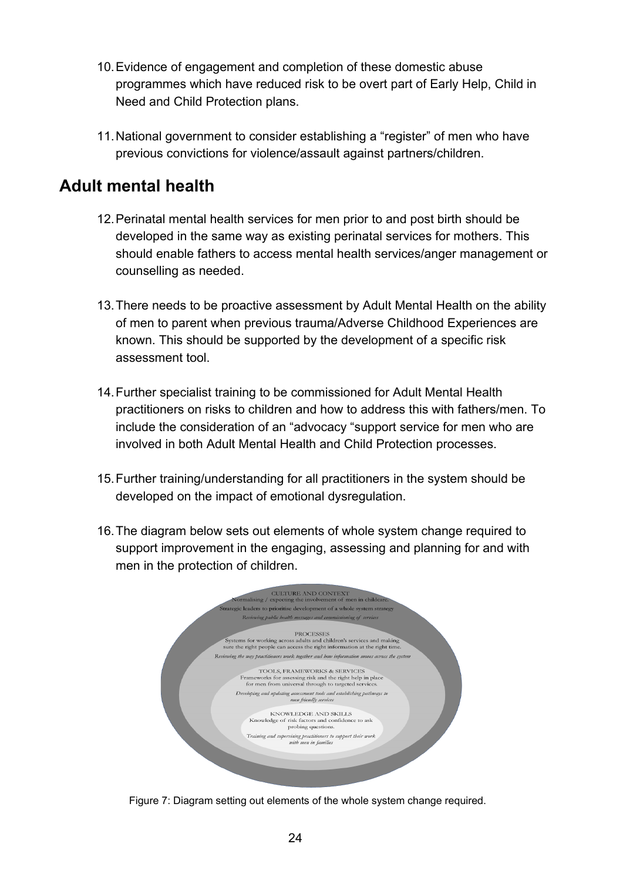10. Evidence of engagement and completion of these domestic abuse programmes which have reduced risk to be overt part of Early Help, Child in Need and Child Protection plans.

11. National government to consider establishing a "register" of men who have previous convictions for violence/assault against partners/children.

## Adult mental health

12. Perinatal mental health services for men prior to and post birth should be developed in the same way as existing perinatal services for mothers. This should enable fathers to access mental health services/anger management or counselling as needed.

13. There needs to be proactive assessment by Adult Mental Health on the ability of men to parent when previous trauma/Adverse Childhood Experiences are known. This should be supported by the development of a specific risk assessment tool.

14. Further specialist training to be commissioned for Adult Mental Health practitioners on risks to children and how to address this with fathers/men. To include the consideration of an "advocacy "support service for men who are involved in both Adult Mental Health and Child Protection processes.

15. Further training/understanding for all practitioners in the system should be developed on the impact of emotional dysregulation.

16. The diagram below sets out elements of whole system change required to support improvement in the engaging, assessing and planning for and with men in the protection of children.

CULTURE AND CONTEXT
Normalising / expecting the involvement of men in childcare.
Strategic leaders to prioritise development of a whole system strategy
*Reviewing public health messages and commissioning of services*

PROCESSES
Systems for working across adults and children's services and making sure the right people can access the right information at the right time.
*Reviewing the way practitioners work together and how information moves across the system*

TOOLS, FRAMEWORKS & SERVICES
Frameworks for assessing risk and the right help in place for men from universal through to targeted services.
*Developing and updating assessment tools and establishing pathways to men friendly services*

KNOWLEDGE AND SKILLS
Knowledge of risk factors and confidence to ask probing questions.
*Training and supervising practitioners to support their work with men in families*

Figure 7: Diagram setting out elements of the whole system change required.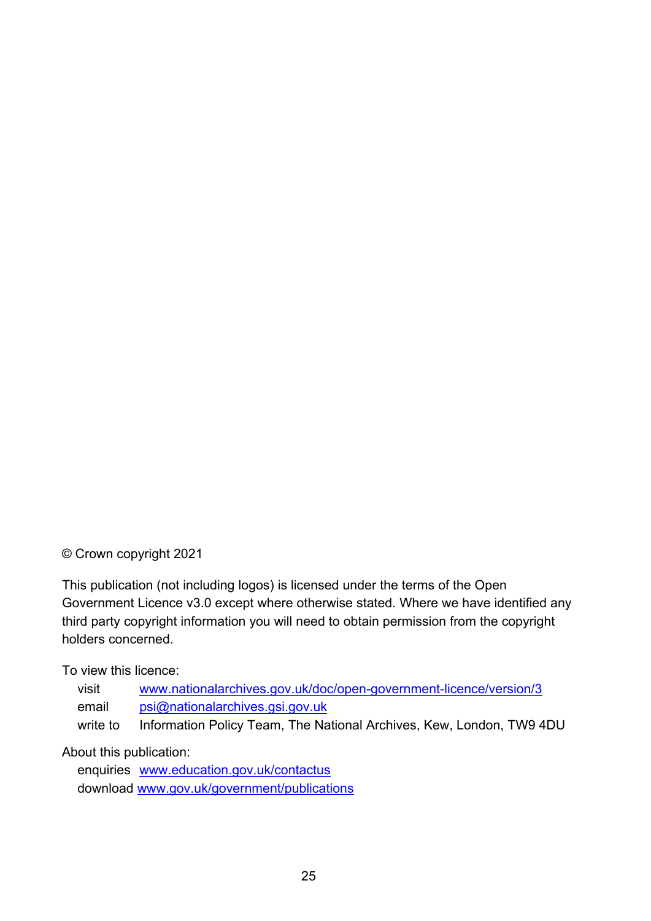© Crown copyright 2021

This publication (not including logos) is licensed under the terms of the Open Government Licence v3.0 except where otherwise stated. Where we have identified any third party copyright information you will need to obtain permission from the copyright holders concerned.

To view this licence:

| | |
|---|---|
| visit | www.nationalarchives.gov.uk/doc/open-government-licence/version/3 |
| email | psi@nationalarchives.gsi.gov.uk |
| write to | Information Policy Team, The National Archives, Kew, London, TW9 4DU |

About this publication:

| | |
|---|---|
| enquiries | www.education.gov.uk/contactus |
| download | www.gov.uk/government/publications |